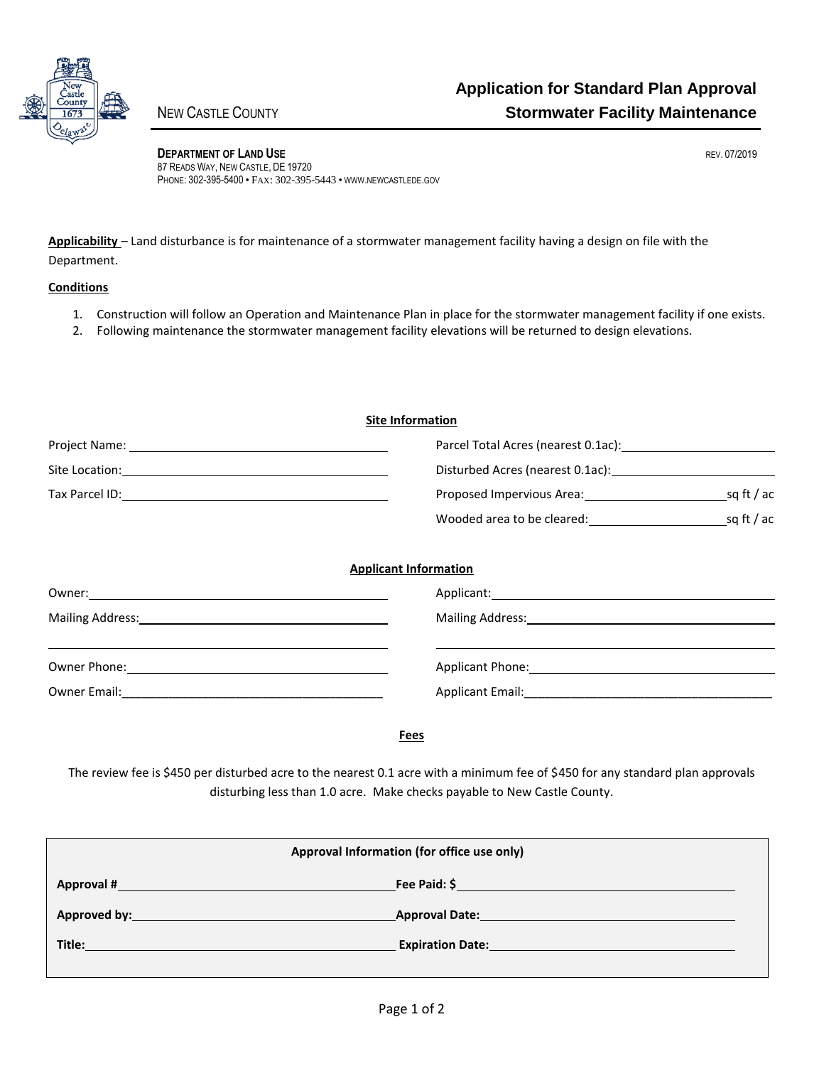NEW CASTLE COUNTY

# Application for Standard Plan Approval
# Stormwater Facility Maintenance

**DEPARTMENT OF LAND USE**
87 READS WAY, NEW CASTLE, DE 19720
PHONE: 302-395-5400 • FAX: 302-395-5443 • WWW.NEWCASTLEDE.GOV

REV. 07/2019

**Applicability** – Land disturbance is for maintenance of a stormwater management facility having a design on file with the Department.

**Conditions**

1. Construction will follow an Operation and Maintenance Plan in place for the stormwater management facility if one exists.
2. Following maintenance the stormwater management facility elevations will be returned to design elevations.

## Site Information

Project Name: ____________________

Site Location: ____________________

Tax Parcel ID: ____________________

Parcel Total Acres (nearest 0.1ac): ____________________

Disturbed Acres (nearest 0.1ac): ____________________

Proposed Impervious Area: ____________________ sq ft / ac

Wooded area to be cleared: ____________________ sq ft / ac

## Applicant Information

Owner: ____________________

Mailing Address: ____________________

____________________

Owner Phone: ____________________

Owner Email: ____________________

Applicant: ____________________

Mailing Address: ____________________

____________________

Applicant Phone: ____________________

Applicant Email: ____________________

## Fees

The review fee is $450 per disturbed acre to the nearest 0.1 acre with a minimum fee of $450 for any standard plan approvals disturbing less than 1.0 acre. Make checks payable to New Castle County.

| Approval Information (for office use only) | |
|---|---|
| **Approval #** ____________________ | **Fee Paid: $** ____________________ |
| **Approved by:** ____________________ | **Approval Date:** ____________________ |
| **Title:** ____________________ | **Expiration Date:** ____________________ |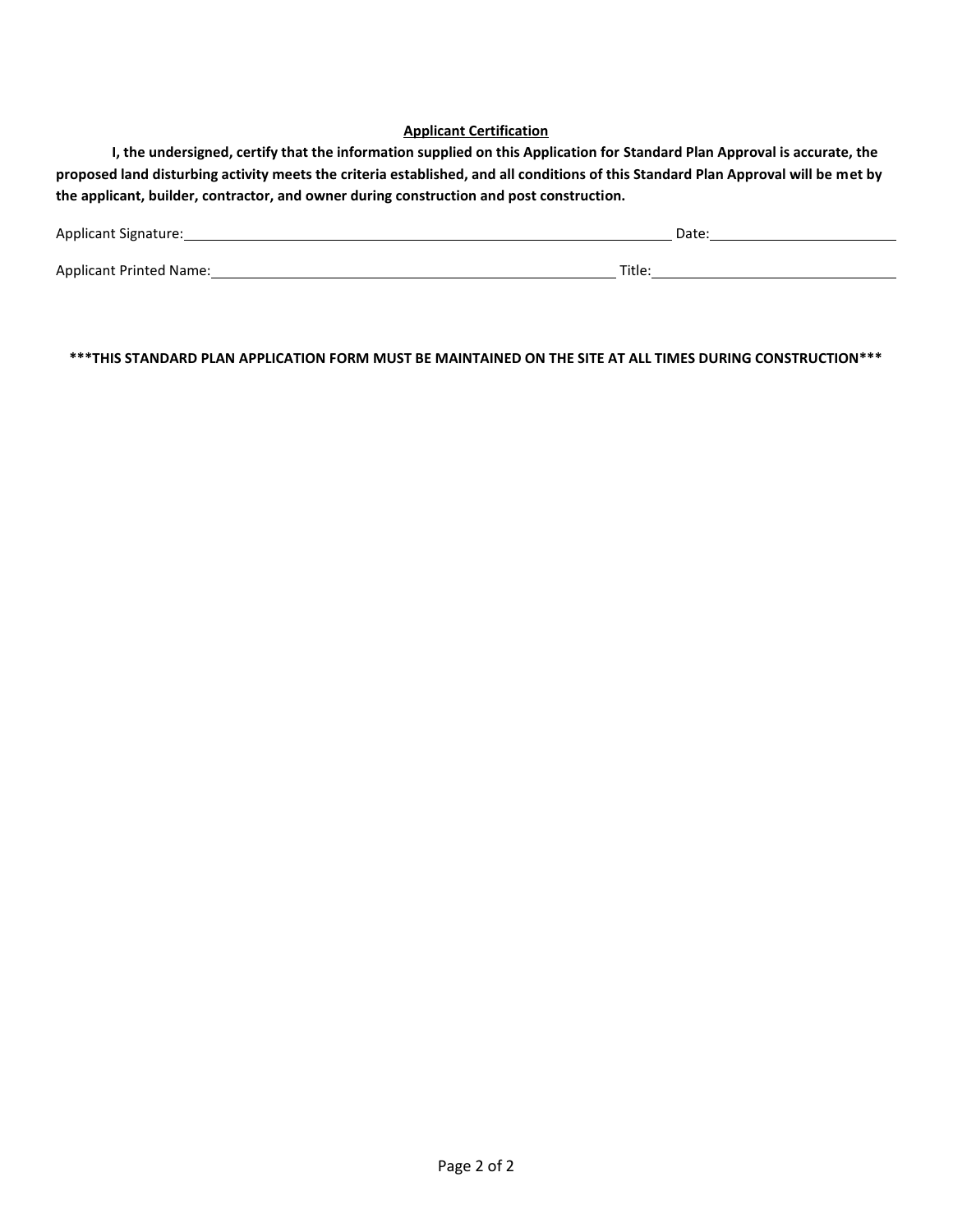## Applicant Certification

**I, the undersigned, certify that the information supplied on this Application for Standard Plan Approval is accurate, the proposed land disturbing activity meets the criteria established, and all conditions of this Standard Plan Approval will be met by the applicant, builder, contractor, and owner during construction and post construction.**

Applicant Signature: ______________________________ Date: ______________

Applicant Printed Name: ______________________________ Title: ______________

**\*\*\*THIS STANDARD PLAN APPLICATION FORM MUST BE MAINTAINED ON THE SITE AT ALL TIMES DURING CONSTRUCTION\*\*\***